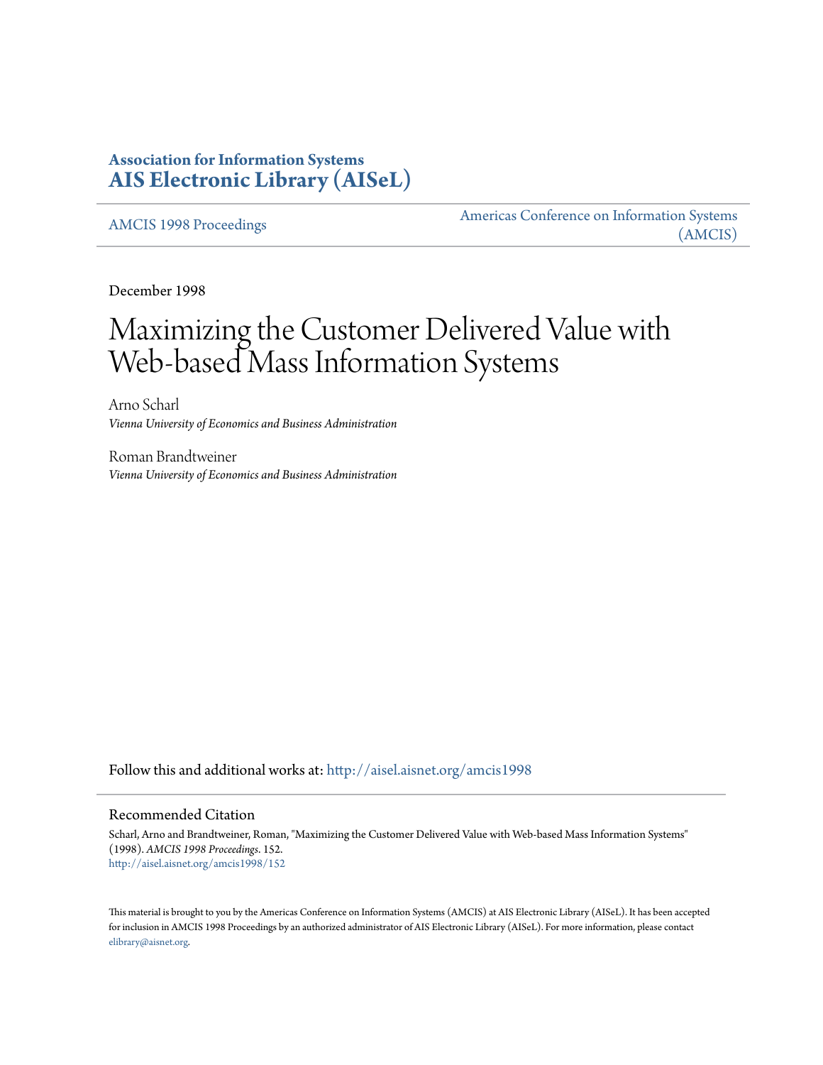# Association for Information Systems
# AIS Electronic Library (AISeL)

AMCIS 1998 Proceedings

Americas Conference on Information Systems (AMCIS)

December 1998

# Maximizing the Customer Delivered Value with Web-based Mass Information Systems

Arno Scharl
*Vienna University of Economics and Business Administration*

Roman Brandtweiner
*Vienna University of Economics and Business Administration*

Follow this and additional works at: http://aisel.aisnet.org/amcis1998

## Recommended Citation

Scharl, Arno and Brandtweiner, Roman, "Maximizing the Customer Delivered Value with Web-based Mass Information Systems" (1998). *AMCIS 1998 Proceedings*. 152.
http://aisel.aisnet.org/amcis1998/152

This material is brought to you by the Americas Conference on Information Systems (AMCIS) at AIS Electronic Library (AISeL). It has been accepted for inclusion in AMCIS 1998 Proceedings by an authorized administrator of AIS Electronic Library (AISeL). For more information, please contact elibrary@aisnet.org.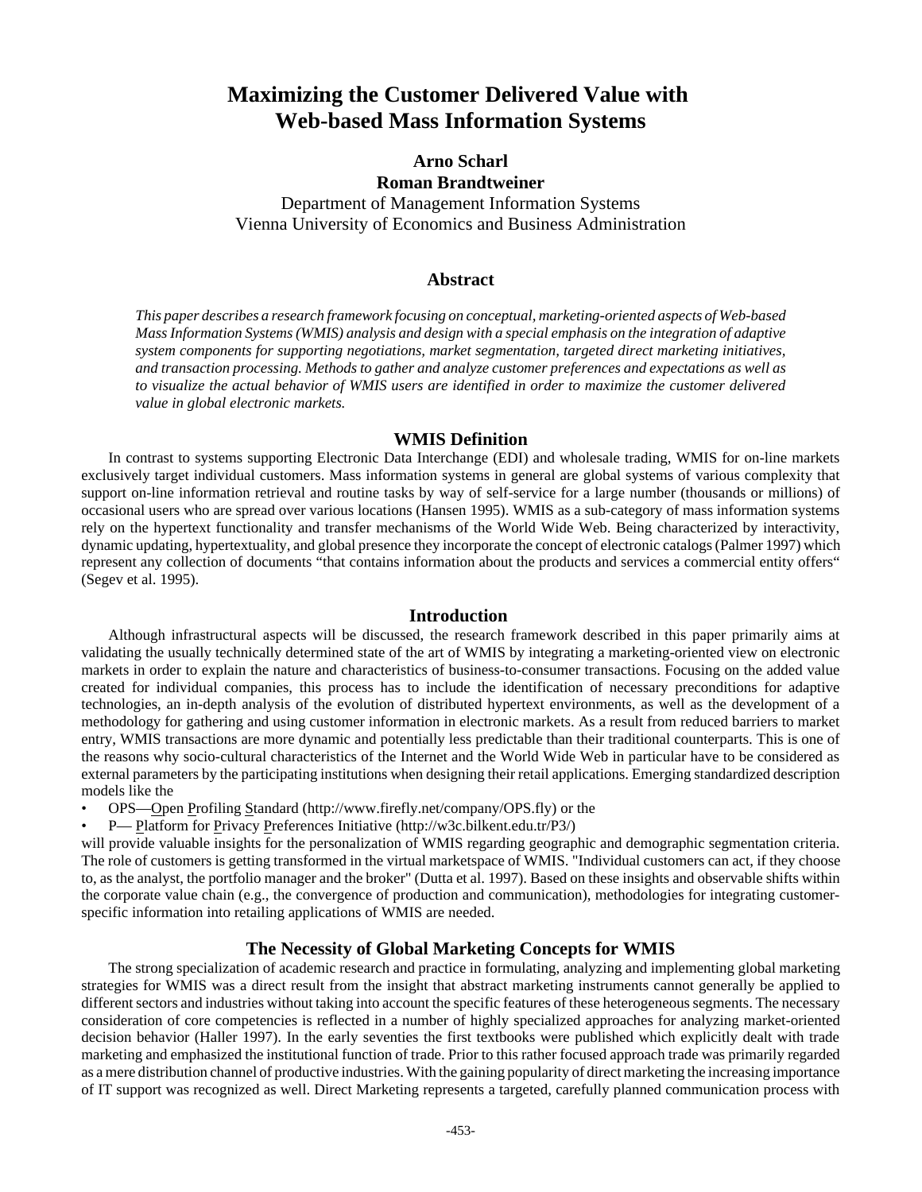# Maximizing the Customer Delivered Value with Web-based Mass Information Systems

**Arno Scharl**
**Roman Brandtweiner**
Department of Management Information Systems
Vienna University of Economics and Business Administration

## Abstract

*This paper describes a research framework focusing on conceptual, marketing-oriented aspects of Web-based Mass Information Systems (WMIS) analysis and design with a special emphasis on the integration of adaptive system components for supporting negotiations, market segmentation, targeted direct marketing initiatives, and transaction processing. Methods to gather and analyze customer preferences and expectations as well as to visualize the actual behavior of WMIS users are identified in order to maximize the customer delivered value in global electronic markets.*

## WMIS Definition

In contrast to systems supporting Electronic Data Interchange (EDI) and wholesale trading, WMIS for on-line markets exclusively target individual customers. Mass information systems in general are global systems of various complexity that support on-line information retrieval and routine tasks by way of self-service for a large number (thousands or millions) of occasional users who are spread over various locations (Hansen 1995). WMIS as a sub-category of mass information systems rely on the hypertext functionality and transfer mechanisms of the World Wide Web. Being characterized by interactivity, dynamic updating, hypertextuality, and global presence they incorporate the concept of electronic catalogs (Palmer 1997) which represent any collection of documents "that contains information about the products and services a commercial entity offers" (Segev et al. 1995).

## Introduction

Although infrastructural aspects will be discussed, the research framework described in this paper primarily aims at validating the usually technically determined state of the art of WMIS by integrating a marketing-oriented view on electronic markets in order to explain the nature and characteristics of business-to-consumer transactions. Focusing on the added value created for individual companies, this process has to include the identification of necessary preconditions for adaptive technologies, an in-depth analysis of the evolution of distributed hypertext environments, as well as the development of a methodology for gathering and using customer information in electronic markets. As a result from reduced barriers to market entry, WMIS transactions are more dynamic and potentially less predictable than their traditional counterparts. This is one of the reasons why socio-cultural characteristics of the Internet and the World Wide Web in particular have to be considered as external parameters by the participating institutions when designing their retail applications. Emerging standardized description models like the

- OPS—Open Profiling Standard (http://www.firefly.net/company/OPS.fly) or the
- P—Platform for Privacy Preferences Initiative (http://w3c.bilkent.edu.tr/P3/)

will provide valuable insights for the personalization of WMIS regarding geographic and demographic segmentation criteria. The role of customers is getting transformed in the virtual marketspace of WMIS. "Individual customers can act, if they choose to, as the analyst, the portfolio manager and the broker" (Dutta et al. 1997). Based on these insights and observable shifts within the corporate value chain (e.g., the convergence of production and communication), methodologies for integrating customer-specific information into retailing applications of WMIS are needed.

## The Necessity of Global Marketing Concepts for WMIS

The strong specialization of academic research and practice in formulating, analyzing and implementing global marketing strategies for WMIS was a direct result from the insight that abstract marketing instruments cannot generally be applied to different sectors and industries without taking into account the specific features of these heterogeneous segments. The necessary consideration of core competencies is reflected in a number of highly specialized approaches for analyzing market-oriented decision behavior (Haller 1997). In the early seventies the first textbooks were published which explicitly dealt with trade marketing and emphasized the institutional function of trade. Prior to this rather focused approach trade was primarily regarded as a mere distribution channel of productive industries. With the gaining popularity of direct marketing the increasing importance of IT support was recognized as well. Direct Marketing represents a targeted, carefully planned communication process with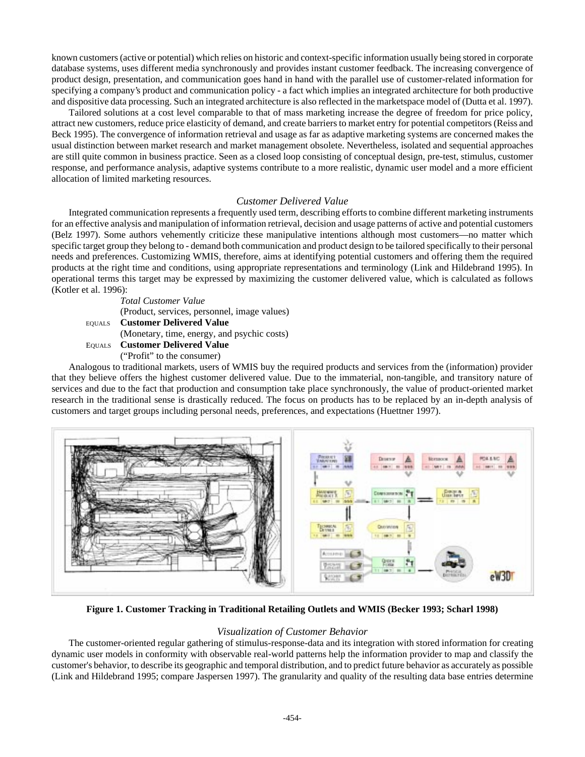known customers (active or potential) which relies on historic and context-specific information usually being stored in corporate database systems, uses different media synchronously and provides instant customer feedback. The increasing convergence of product design, presentation, and communication goes hand in hand with the parallel use of customer-related information for specifying a company's product and communication policy - a fact which implies an integrated architecture for both productive and dispositive data processing. Such an integrated architecture is also reflected in the marketspace model of (Dutta et al. 1997).

Tailored solutions at a cost level comparable to that of mass marketing increase the degree of freedom for price policy, attract new customers, reduce price elasticity of demand, and create barriers to market entry for potential competitors (Reiss and Beck 1995). The convergence of information retrieval and usage as far as adaptive marketing systems are concerned makes the usual distinction between market research and market management obsolete. Nevertheless, isolated and sequential approaches are still quite common in business practice. Seen as a closed loop consisting of conceptual design, pre-test, stimulus, customer response, and performance analysis, adaptive systems contribute to a more realistic, dynamic user model and a more efficient allocation of limited marketing resources.

### *Customer Delivered Value*

Integrated communication represents a frequently used term, describing efforts to combine different marketing instruments for an effective analysis and manipulation of information retrieval, decision and usage patterns of active and potential customers (Belz 1997). Some authors vehemently criticize these manipulative intentions although most customers—no matter which specific target group they belong to - demand both communication and product design to be tailored specifically to their personal needs and preferences. Customizing WMIS, therefore, aims at identifying potential customers and offering them the required products at the right time and conditions, using appropriate representations and terminology (Link and Hildebrand 1995). In operational terms this target may be expressed by maximizing the customer delivered value, which is calculated as follows (Kotler et al. 1996):

*Total Customer Value*
(Product, services, personnel, image values)
EQUALS **Customer Delivered Value**
(Monetary, time, energy, and psychic costs)
EQUALS **Customer Delivered Value**
("Profit" to the consumer)

Analogous to traditional markets, users of WMIS buy the required products and services from the (information) provider that they believe offers the highest customer delivered value. Due to the immaterial, non-tangible, and transitory nature of services and due to the fact that production and consumption take place synchronously, the value of product-oriented market research in the traditional sense is drastically reduced. The focus on products has to be replaced by an in-depth analysis of customers and target groups including personal needs, preferences, and expectations (Huettner 1997).

**Figure 1. Customer Tracking in Traditional Retailing Outlets and WMIS (Becker 1993; Scharl 1998)**

### *Visualization of Customer Behavior*

The customer-oriented regular gathering of stimulus-response-data and its integration with stored information for creating dynamic user models in conformity with observable real-world patterns help the information provider to map and classify the customer's behavior, to describe its geographic and temporal distribution, and to predict future behavior as accurately as possible (Link and Hildebrand 1995; compare Jaspersen 1997). The granularity and quality of the resulting data base entries determine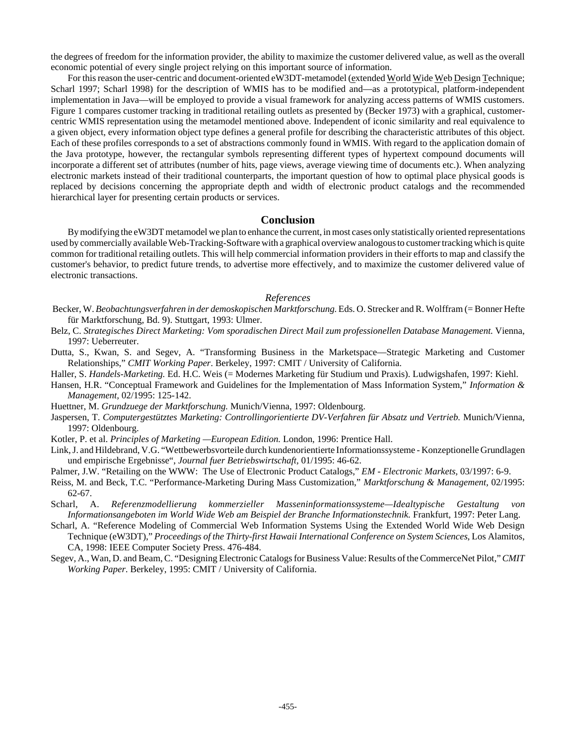the degrees of freedom for the information provider, the ability to maximize the customer delivered value, as well as the overall economic potential of every single project relying on this important source of information.

For this reason the user-centric and document-oriented eW3DT-metamodel (extended World Wide Web Design Technique; Scharl 1997; Scharl 1998) for the description of WMIS has to be modified and—as a prototypical, platform-independent implementation in Java—will be employed to provide a visual framework for analyzing access patterns of WMIS customers. Figure 1 compares customer tracking in traditional retailing outlets as presented by (Becker 1973) with a graphical, customer-centric WMIS representation using the metamodel mentioned above. Independent of iconic similarity and real equivalence to a given object, every information object type defines a general profile for describing the characteristic attributes of this object. Each of these profiles corresponds to a set of abstractions commonly found in WMIS. With regard to the application domain of the Java prototype, however, the rectangular symbols representing different types of hypertext compound documents will incorporate a different set of attributes (number of hits, page views, average viewing time of documents etc.). When analyzing electronic markets instead of their traditional counterparts, the important question of how to optimal place physical goods is replaced by decisions concerning the appropriate depth and width of electronic product catalogs and the recommended hierarchical layer for presenting certain products or services.

## Conclusion

By modifying the eW3DT metamodel we plan to enhance the current, in most cases only statistically oriented representations used by commercially available Web-Tracking-Software with a graphical overview analogous to customer tracking which is quite common for traditional retailing outlets. This will help commercial information providers in their efforts to map and classify the customer's behavior, to predict future trends, to advertise more effectively, and to maximize the customer delivered value of electronic transactions.

### *References*

Becker, W. *Beobachtungsverfahren in der demoskopischen Marktforschung.* Eds. O. Strecker and R. Wolffram (= Bonner Hefte für Marktforschung, Bd. 9). Stuttgart, 1993: Ulmer.

Belz, C. *Strategisches Direct Marketing: Vom sporadischen Direct Mail zum professionellen Database Management.* Vienna, 1997: Ueberreuter.

Dutta, S., Kwan, S. and Segev, A. "Transforming Business in the Marketspace—Strategic Marketing and Customer Relationships," *CMIT Working Paper*. Berkeley, 1997: CMIT / University of California.

Haller, S. *Handels-Marketing.* Ed. H.C. Weis (= Modernes Marketing für Studium und Praxis). Ludwigshafen, 1997: Kiehl.

Hansen, H.R. "Conceptual Framework and Guidelines for the Implementation of Mass Information System," *Information & Management*, 02/1995: 125-142.

Huettner, M. *Grundzuege der Marktforschung.* Munich/Vienna, 1997: Oldenbourg.

Jaspersen, T. *Computergestütztes Marketing: Controllingorientierte DV-Verfahren für Absatz und Vertrieb.* Munich/Vienna, 1997: Oldenbourg.

Kotler, P. et al. *Principles of Marketing —European Edition.* London, 1996: Prentice Hall.

Link, J. and Hildebrand, V.G. "Wettbewerbsvorteile durch kundenorientierte Informationssysteme - Konzeptionelle Grundlagen und empirische Ergebnisse", *Journal fuer Betriebswirtschaft*, 01/1995: 46-62.

Palmer, J.W. "Retailing on the WWW: The Use of Electronic Product Catalogs," *EM - Electronic Markets*, 03/1997: 6-9.

Reiss, M. and Beck, T.C. "Performance-Marketing During Mass Customization," *Marktforschung & Management*, 02/1995: 62-67.

Scharl, A. *Referenzmodellierung kommerzieller Masseninformationssysteme—Idealtypische Gestaltung von Informationsangeboten im World Wide Web am Beispiel der Branche Informationstechnik.* Frankfurt, 1997: Peter Lang.

Scharl, A. "Reference Modeling of Commercial Web Information Systems Using the Extended World Wide Web Design Technique (eW3DT)," *Proceedings of the Thirty-first Hawaii International Conference on System Sciences*, Los Alamitos, CA, 1998: IEEE Computer Society Press. 476-484.

Segev, A., Wan, D. and Beam, C. "Designing Electronic Catalogs for Business Value: Results of the CommerceNet Pilot," *CMIT Working Paper*. Berkeley, 1995: CMIT / University of California.